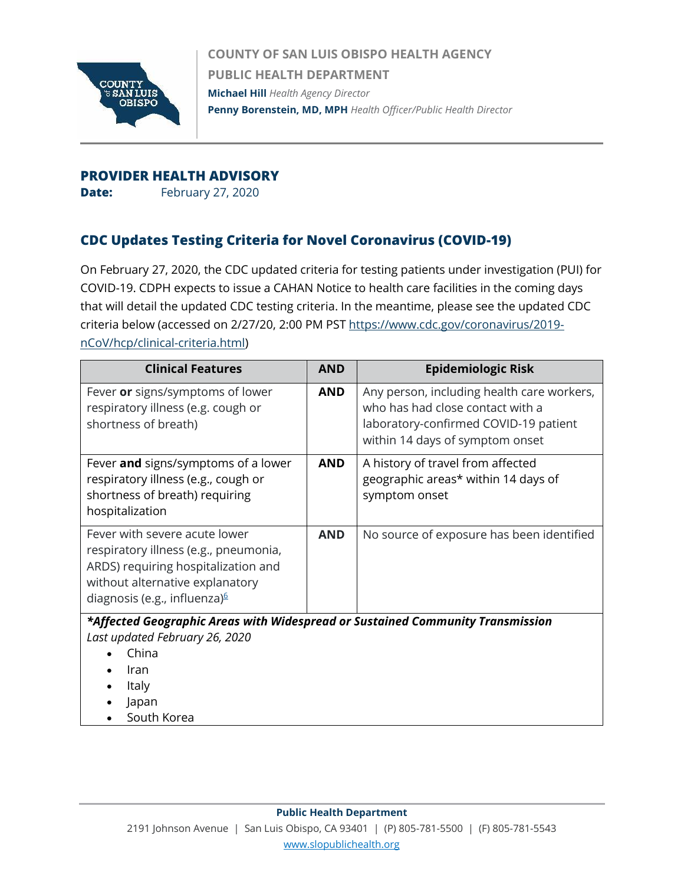**COUNTY OF SAN LUIS OBISPO HEALTH AGENCY**
**PUBLIC HEALTH DEPARTMENT**
**Michael Hill** *Health Agency Director*
**Penny Borenstein, MD, MPH** *Health Officer/Public Health Director*

## PROVIDER HEALTH ADVISORY

**Date:** February 27, 2020

## CDC Updates Testing Criteria for Novel Coronavirus (COVID-19)

On February 27, 2020, the CDC updated criteria for testing patients under investigation (PUI) for COVID-19. CDPH expects to issue a CAHAN Notice to health care facilities in the coming days that will detail the updated CDC testing criteria. In the meantime, please see the updated CDC criteria below (accessed on 2/27/20, 2:00 PM PST https://www.cdc.gov/coronavirus/2019-nCoV/hcp/clinical-criteria.html)

| Clinical Features | AND | Epidemiologic Risk |
|---|---|---|
| Fever **or** signs/symptoms of lower respiratory illness (e.g. cough or shortness of breath) | **AND** | Any person, including health care workers, who has had close contact with a laboratory-confirmed COVID-19 patient within 14 days of symptom onset |
| Fever **and** signs/symptoms of a lower respiratory illness (e.g., cough or shortness of breath) requiring hospitalization | **AND** | A history of travel from affected geographic areas* within 14 days of symptom onset |
| Fever with severe acute lower respiratory illness (e.g., pneumonia, ARDS) requiring hospitalization and without alternative explanatory diagnosis (e.g., influenza)[6] | **AND** | No source of exposure has been identified |

***Affected Geographic Areas with Widespread or Sustained Community Transmission***
*Last updated February 26, 2020*

- China
- Iran
- Italy
- Japan
- South Korea

**Public Health Department**
2191 Johnson Avenue | San Luis Obispo, CA 93401 | (P) 805-781-5500 | (F) 805-781-5543
www.slopublichealth.org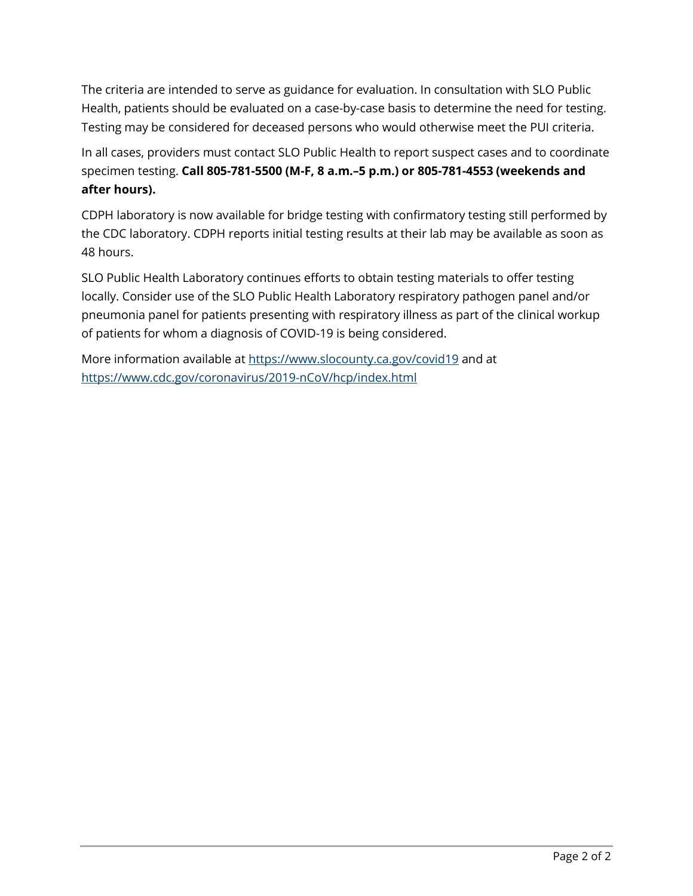The criteria are intended to serve as guidance for evaluation. In consultation with SLO Public Health, patients should be evaluated on a case-by-case basis to determine the need for testing. Testing may be considered for deceased persons who would otherwise meet the PUI criteria.

In all cases, providers must contact SLO Public Health to report suspect cases and to coordinate specimen testing. **Call 805-781-5500 (M-F, 8 a.m.–5 p.m.) or 805-781-4553 (weekends and after hours).**

CDPH laboratory is now available for bridge testing with confirmatory testing still performed by the CDC laboratory. CDPH reports initial testing results at their lab may be available as soon as 48 hours.

SLO Public Health Laboratory continues efforts to obtain testing materials to offer testing locally. Consider use of the SLO Public Health Laboratory respiratory pathogen panel and/or pneumonia panel for patients presenting with respiratory illness as part of the clinical workup of patients for whom a diagnosis of COVID-19 is being considered.

More information available at https://www.slocounty.ca.gov/covid19 and at https://www.cdc.gov/coronavirus/2019-nCoV/hcp/index.html